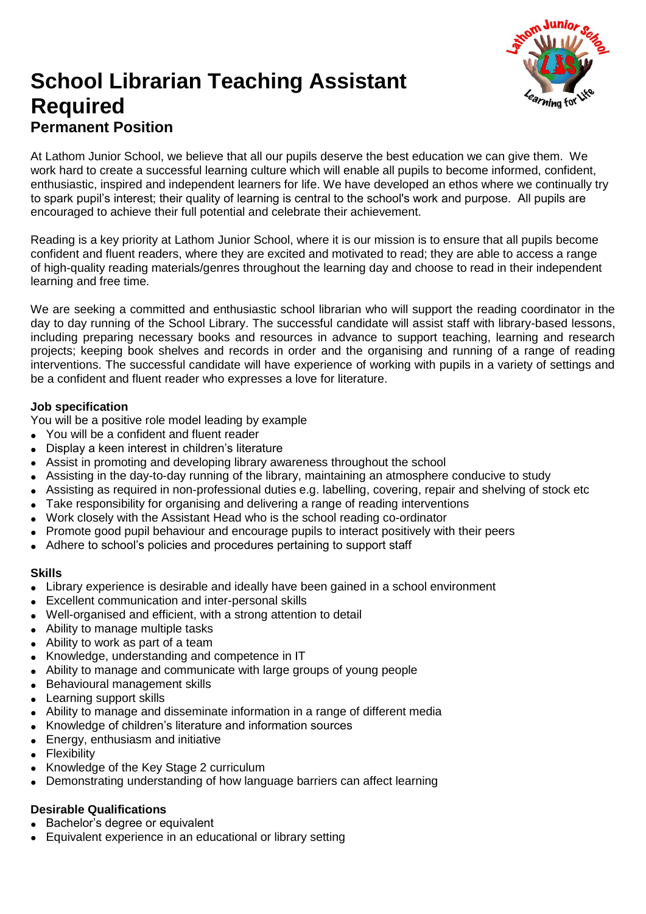# School Librarian Teaching Assistant Required

## Permanent Position

At Lathom Junior School, we believe that all our pupils deserve the best education we can give them. We work hard to create a successful learning culture which will enable all pupils to become informed, confident, enthusiastic, inspired and independent learners for life. We have developed an ethos where we continually try to spark pupil's interest; their quality of learning is central to the school's work and purpose. All pupils are encouraged to achieve their full potential and celebrate their achievement.

Reading is a key priority at Lathom Junior School, where it is our mission is to ensure that all pupils become confident and fluent readers, where they are excited and motivated to read; they are able to access a range of high-quality reading materials/genres throughout the learning day and choose to read in their independent learning and free time.

We are seeking a committed and enthusiastic school librarian who will support the reading coordinator in the day to day running of the School Library. The successful candidate will assist staff with library-based lessons, including preparing necessary books and resources in advance to support teaching, learning and research projects; keeping book shelves and records in order and the organising and running of a range of reading interventions. The successful candidate will have experience of working with pupils in a variety of settings and be a confident and fluent reader who expresses a love for literature.

**Job specification**

You will be a positive role model leading by example

- You will be a confident and fluent reader
- Display a keen interest in children's literature
- Assist in promoting and developing library awareness throughout the school
- Assisting in the day-to-day running of the library, maintaining an atmosphere conducive to study
- Assisting as required in non-professional duties e.g. labelling, covering, repair and shelving of stock etc
- Take responsibility for organising and delivering a range of reading interventions
- Work closely with the Assistant Head who is the school reading co-ordinator
- Promote good pupil behaviour and encourage pupils to interact positively with their peers
- Adhere to school's policies and procedures pertaining to support staff

**Skills**

- Library experience is desirable and ideally have been gained in a school environment
- Excellent communication and inter-personal skills
- Well-organised and efficient, with a strong attention to detail
- Ability to manage multiple tasks
- Ability to work as part of a team
- Knowledge, understanding and competence in IT
- Ability to manage and communicate with large groups of young people
- Behavioural management skills
- Learning support skills
- Ability to manage and disseminate information in a range of different media
- Knowledge of children's literature and information sources
- Energy, enthusiasm and initiative
- Flexibility
- Knowledge of the Key Stage 2 curriculum
- Demonstrating understanding of how language barriers can affect learning

**Desirable Qualifications**

- Bachelor's degree or equivalent
- Equivalent experience in an educational or library setting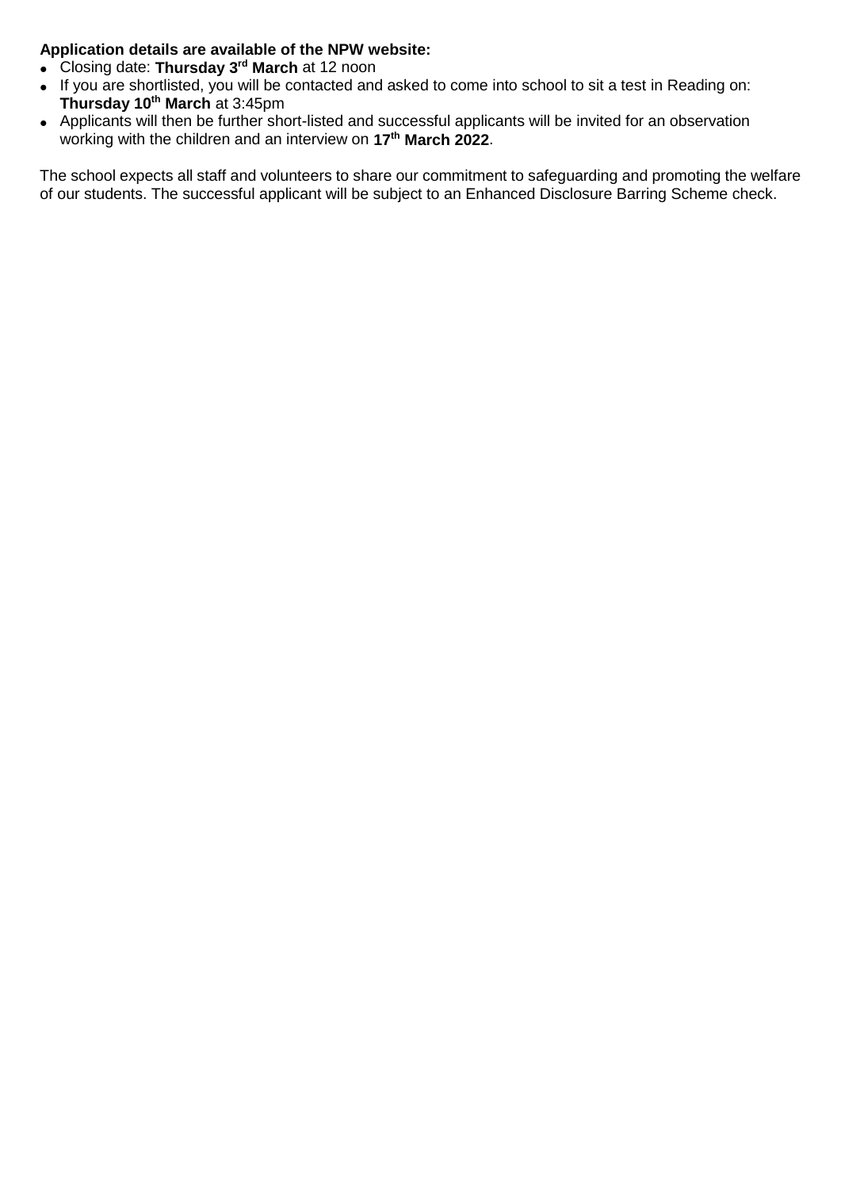**Application details are available of the NPW website:**

- Closing date: **Thursday 3rd March** at 12 noon
- If you are shortlisted, you will be contacted and asked to come into school to sit a test in Reading on: **Thursday 10th March** at 3:45pm
- Applicants will then be further short-listed and successful applicants will be invited for an observation working with the children and an interview on **17th March 2022**.

The school expects all staff and volunteers to share our commitment to safeguarding and promoting the welfare of our students. The successful applicant will be subject to an Enhanced Disclosure Barring Scheme check.